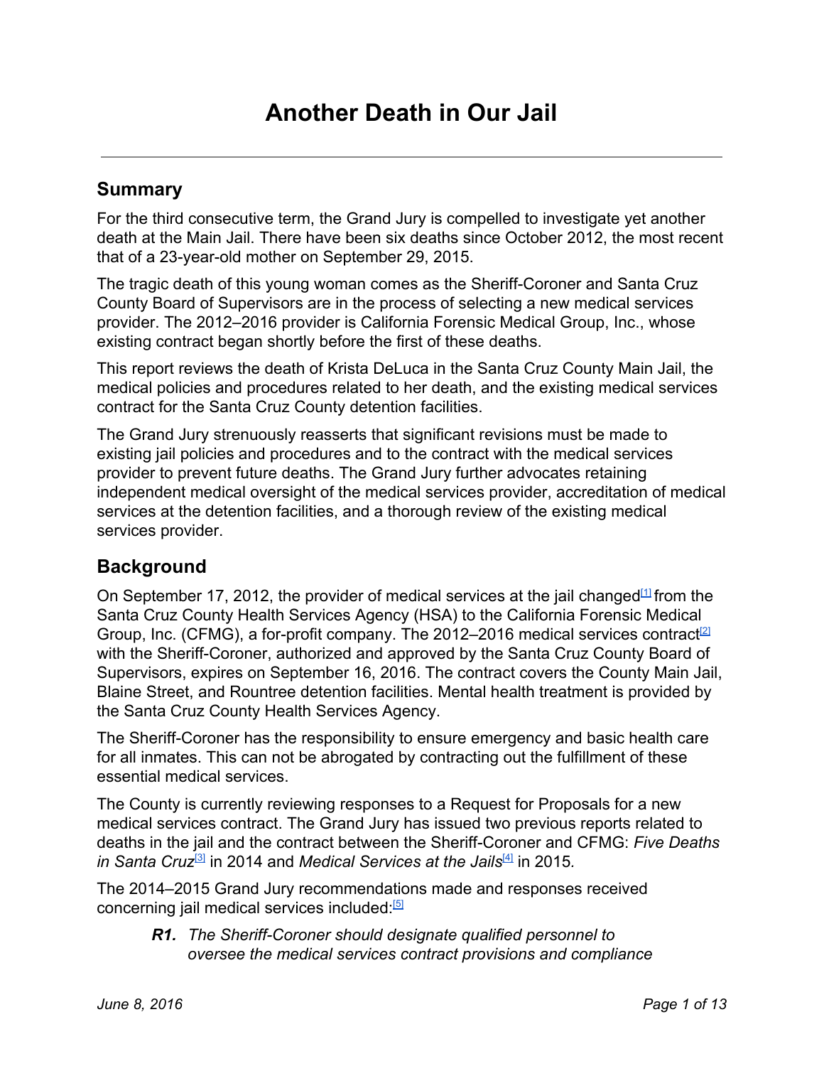# Another Death in Our Jail

## Summary

For the third consecutive term, the Grand Jury is compelled to investigate yet another death at the Main Jail. There have been six deaths since October 2012, the most recent that of a 23-year-old mother on September 29, 2015.

The tragic death of this young woman comes as the Sheriff-Coroner and Santa Cruz County Board of Supervisors are in the process of selecting a new medical services provider. The 2012–2016 provider is California Forensic Medical Group, Inc., whose existing contract began shortly before the first of these deaths.

This report reviews the death of Krista DeLuca in the Santa Cruz County Main Jail, the medical policies and procedures related to her death, and the existing medical services contract for the Santa Cruz County detention facilities.

The Grand Jury strenuously reasserts that significant revisions must be made to existing jail policies and procedures and to the contract with the medical services provider to prevent future deaths. The Grand Jury further advocates retaining independent medical oversight of the medical services provider, accreditation of medical services at the detention facilities, and a thorough review of the existing medical services provider.

## Background

On September 17, 2012, the provider of medical services at the jail changed[1] from the Santa Cruz County Health Services Agency (HSA) to the California Forensic Medical Group, Inc. (CFMG), a for-profit company. The 2012–2016 medical services contract[2] with the Sheriff-Coroner, authorized and approved by the Santa Cruz County Board of Supervisors, expires on September 16, 2016. The contract covers the County Main Jail, Blaine Street, and Rountree detention facilities. Mental health treatment is provided by the Santa Cruz County Health Services Agency.

The Sheriff-Coroner has the responsibility to ensure emergency and basic health care for all inmates. This can not be abrogated by contracting out the fulfillment of these essential medical services.

The County is currently reviewing responses to a Request for Proposals for a new medical services contract. The Grand Jury has issued two previous reports related to deaths in the jail and the contract between the Sheriff-Coroner and CFMG: *Five Deaths in Santa Cruz*[3] in 2014 and *Medical Services at the Jails*[4] in 2015.

The 2014–2015 Grand Jury recommendations made and responses received concerning jail medical services included:[5]

> ***R1.*** *The Sheriff-Coroner should designate qualified personnel to oversee the medical services contract provisions and compliance*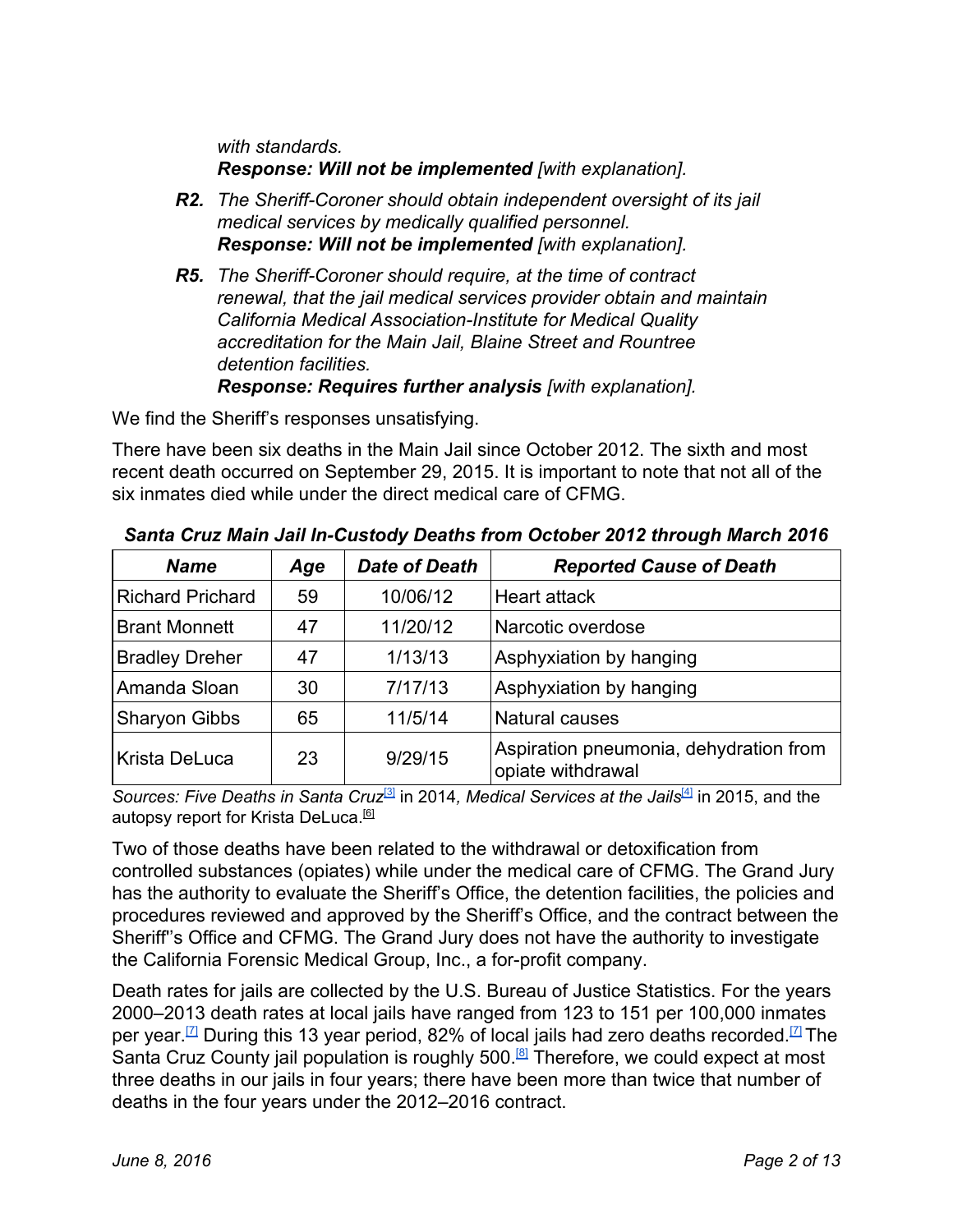*with standards.*
***Response: Will not be implemented** [with explanation].*

***R2.*** *The Sheriff-Coroner should obtain independent oversight of its jail medical services by medically qualified personnel.*
***Response: Will not be implemented** [with explanation].*

***R5.*** *The Sheriff-Coroner should require, at the time of contract renewal, that the jail medical services provider obtain and maintain California Medical Association-Institute for Medical Quality accreditation for the Main Jail, Blaine Street and Rountree detention facilities.*
***Response: Requires further analysis** [with explanation].*

We find the Sheriff's responses unsatisfying.

There have been six deaths in the Main Jail since October 2012. The sixth and most recent death occurred on September 29, 2015. It is important to note that not all of the six inmates died while under the direct medical care of CFMG.

***Santa Cruz Main Jail In-Custody Deaths from October 2012 through March 2016***

| ***Name*** | ***Age*** | ***Date of Death*** | ***Reported Cause of Death*** |
|---|---|---|---|
| Richard Prichard | 59 | 10/06/12 | Heart attack |
| Brant Monnett | 47 | 11/20/12 | Narcotic overdose |
| Bradley Dreher | 47 | 1/13/13 | Asphyxiation by hanging |
| Amanda Sloan | 30 | 7/17/13 | Asphyxiation by hanging |
| Sharyon Gibbs | 65 | 11/5/14 | Natural causes |
| Krista DeLuca | 23 | 9/29/15 | Aspiration pneumonia, dehydration from opiate withdrawal |

*Sources: Five Deaths in Santa Cruz*[3] in 2014, *Medical Services at the Jails*[4] in 2015, and the autopsy report for Krista DeLuca.[6]

Two of those deaths have been related to the withdrawal or detoxification from controlled substances (opiates) while under the medical care of CFMG. The Grand Jury has the authority to evaluate the Sheriff's Office, the detention facilities, the policies and procedures reviewed and approved by the Sheriff's Office, and the contract between the Sheriff''s Office and CFMG. The Grand Jury does not have the authority to investigate the California Forensic Medical Group, Inc., a for-profit company.

Death rates for jails are collected by the U.S. Bureau of Justice Statistics. For the years 2000–2013 death rates at local jails have ranged from 123 to 151 per 100,000 inmates per year.[7] During this 13 year period, 82% of local jails had zero deaths recorded.[7] The Santa Cruz County jail population is roughly 500.[8] Therefore, we could expect at most three deaths in our jails in four years; there have been more than twice that number of deaths in the four years under the 2012–2016 contract.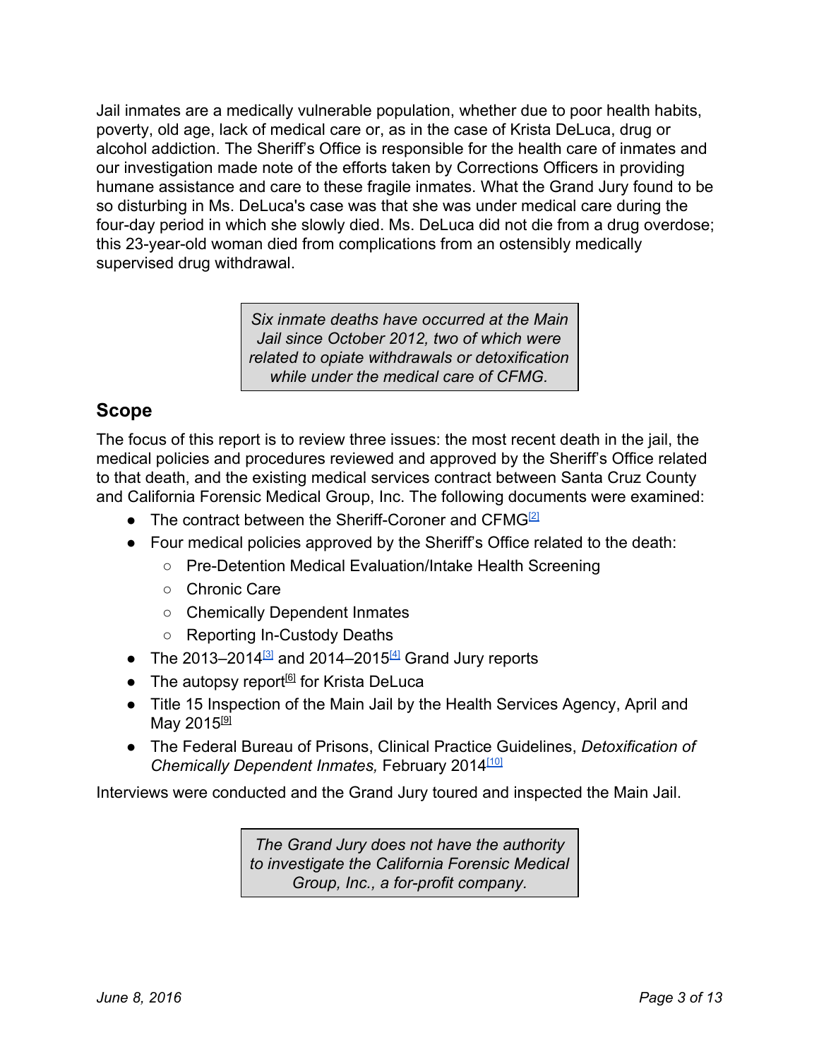Jail inmates are a medically vulnerable population, whether due to poor health habits, poverty, old age, lack of medical care or, as in the case of Krista DeLuca, drug or alcohol addiction. The Sheriff's Office is responsible for the health care of inmates and our investigation made note of the efforts taken by Corrections Officers in providing humane assistance and care to these fragile inmates. What the Grand Jury found to be so disturbing in Ms. DeLuca's case was that she was under medical care during the four-day period in which she slowly died. Ms. DeLuca did not die from a drug overdose; this 23-year-old woman died from complications from an ostensibly medically supervised drug withdrawal.

> *Six inmate deaths have occurred at the Main Jail since October 2012, two of which were related to opiate withdrawals or detoxification while under the medical care of CFMG.*

## Scope

The focus of this report is to review three issues: the most recent death in the jail, the medical policies and procedures reviewed and approved by the Sheriff's Office related to that death, and the existing medical services contract between Santa Cruz County and California Forensic Medical Group, Inc. The following documents were examined:

- The contract between the Sheriff-Coroner and CFMG[2]
- Four medical policies approved by the Sheriff's Office related to the death:
  - Pre-Detention Medical Evaluation/Intake Health Screening
  - Chronic Care
  - Chemically Dependent Inmates
  - Reporting In-Custody Deaths
- The 2013–2014[3] and 2014–2015[4] Grand Jury reports
- The autopsy report[6] for Krista DeLuca
- Title 15 Inspection of the Main Jail by the Health Services Agency, April and May 2015[9]
- The Federal Bureau of Prisons, Clinical Practice Guidelines, *Detoxification of Chemically Dependent Inmates,* February 2014[10]

Interviews were conducted and the Grand Jury toured and inspected the Main Jail.

> *The Grand Jury does not have the authority to investigate the California Forensic Medical Group, Inc., a for-profit company.*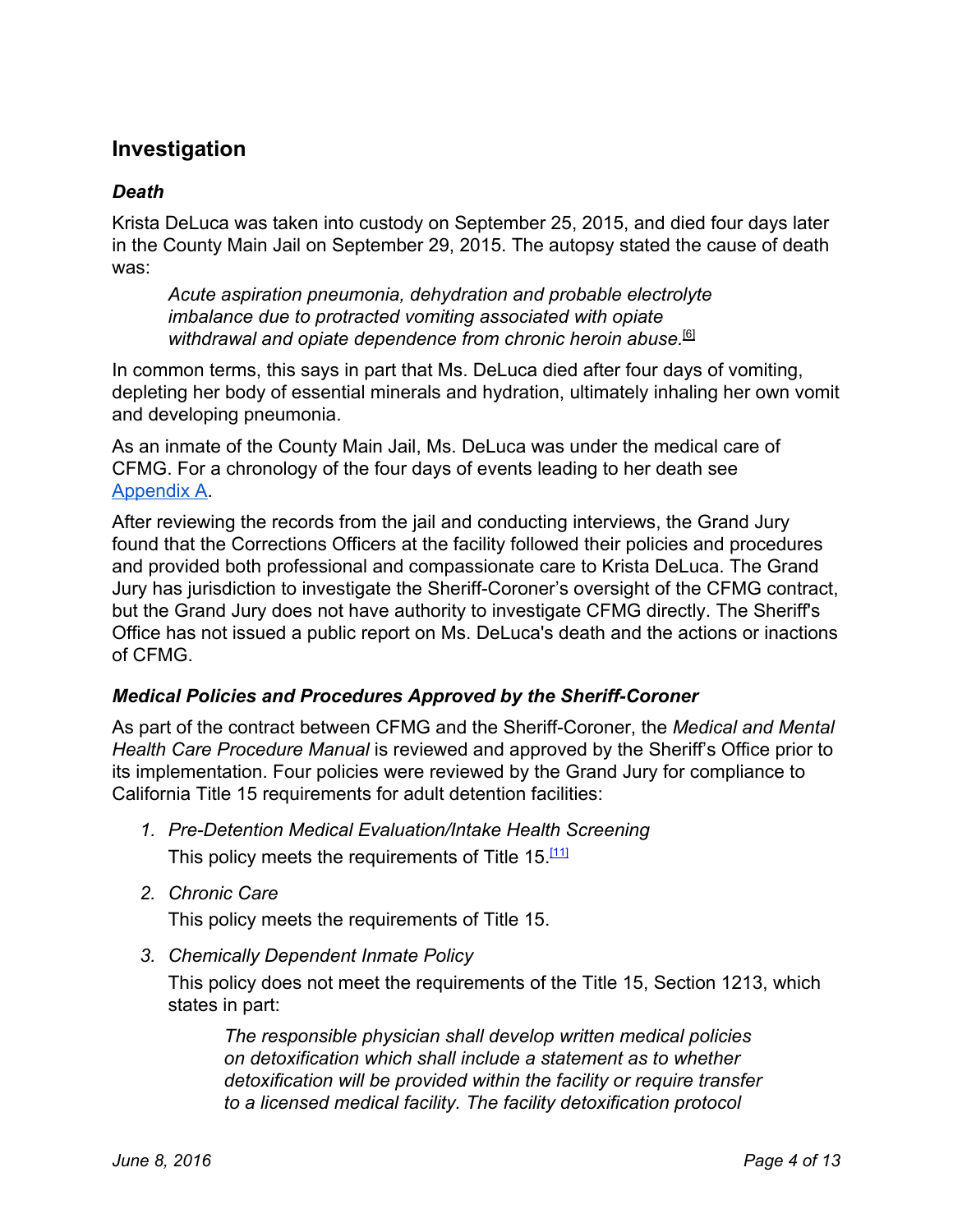## Investigation

### *Death*

Krista DeLuca was taken into custody on September 25, 2015, and died four days later in the County Main Jail on September 29, 2015. The autopsy stated the cause of death was:

> *Acute aspiration pneumonia, dehydration and probable electrolyte imbalance due to protracted vomiting associated with opiate withdrawal and opiate dependence from chronic heroin abuse.*[6]

In common terms, this says in part that Ms. DeLuca died after four days of vomiting, depleting her body of essential minerals and hydration, ultimately inhaling her own vomit and developing pneumonia.

As an inmate of the County Main Jail, Ms. DeLuca was under the medical care of CFMG. For a chronology of the four days of events leading to her death see Appendix A.

After reviewing the records from the jail and conducting interviews, the Grand Jury found that the Corrections Officers at the facility followed their policies and procedures and provided both professional and compassionate care to Krista DeLuca. The Grand Jury has jurisdiction to investigate the Sheriff-Coroner's oversight of the CFMG contract, but the Grand Jury does not have authority to investigate CFMG directly. The Sheriff's Office has not issued a public report on Ms. DeLuca's death and the actions or inactions of CFMG.

### *Medical Policies and Procedures Approved by the Sheriff-Coroner*

As part of the contract between CFMG and the Sheriff-Coroner, the *Medical and Mental Health Care Procedure Manual* is reviewed and approved by the Sheriff's Office prior to its implementation. Four policies were reviewed by the Grand Jury for compliance to California Title 15 requirements for adult detention facilities:

1. *Pre-Detention Medical Evaluation/Intake Health Screening*
   This policy meets the requirements of Title 15.[11]
2. *Chronic Care*
   This policy meets the requirements of Title 15.
3. *Chemically Dependent Inmate Policy*
   This policy does not meet the requirements of the Title 15, Section 1213, which states in part:

   > *The responsible physician shall develop written medical policies on detoxification which shall include a statement as to whether detoxification will be provided within the facility or require transfer to a licensed medical facility. The facility detoxification protocol*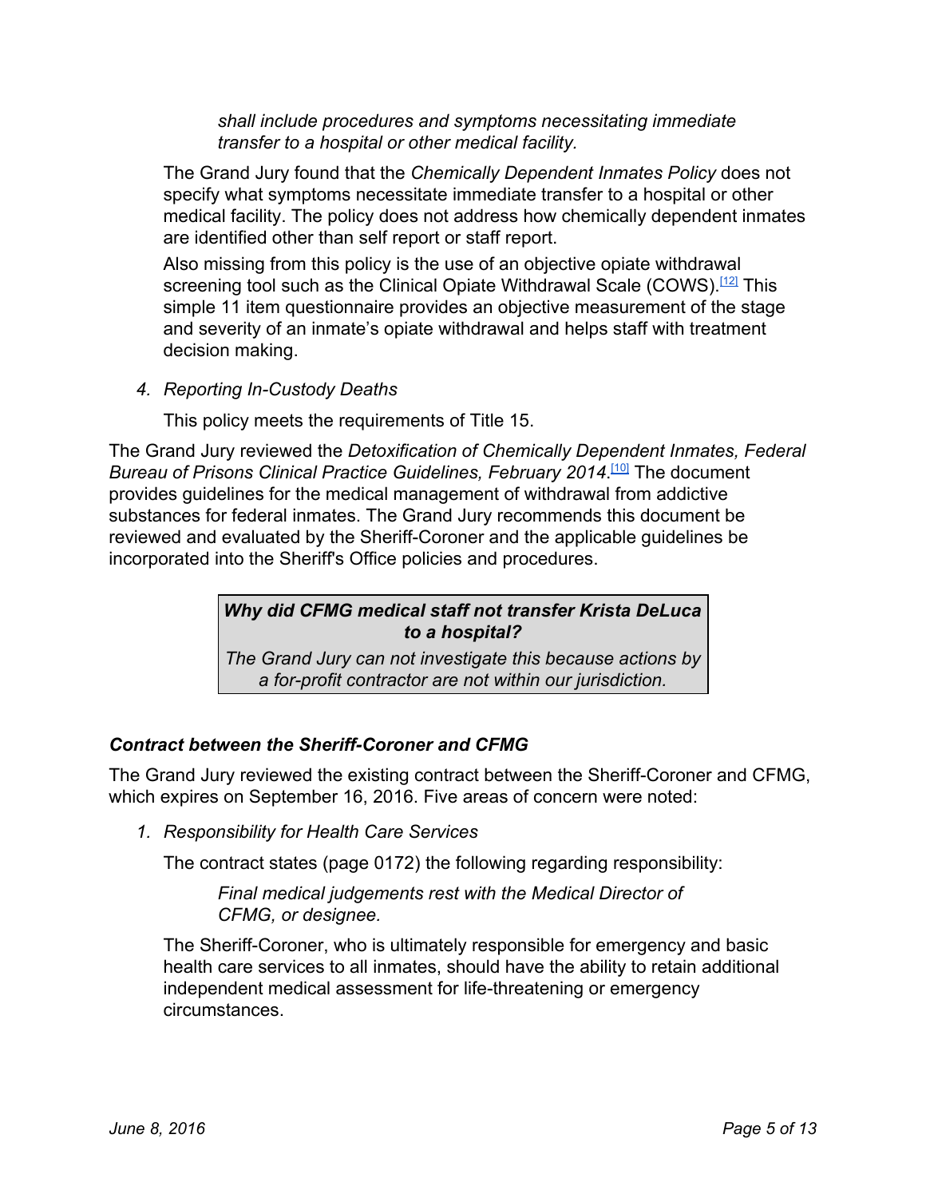> *shall include procedures and symptoms necessitating immediate transfer to a hospital or other medical facility.*

The Grand Jury found that the *Chemically Dependent Inmates Policy* does not specify what symptoms necessitate immediate transfer to a hospital or other medical facility. The policy does not address how chemically dependent inmates are identified other than self report or staff report.

Also missing from this policy is the use of an objective opiate withdrawal screening tool such as the Clinical Opiate Withdrawal Scale (COWS).[12] This simple 11 item questionnaire provides an objective measurement of the stage and severity of an inmate's opiate withdrawal and helps staff with treatment decision making.

4. *Reporting In-Custody Deaths*

   This policy meets the requirements of Title 15.

The Grand Jury reviewed the *Detoxification of Chemically Dependent Inmates, Federal Bureau of Prisons Clinical Practice Guidelines, February 2014*.[10] The document provides guidelines for the medical management of withdrawal from addictive substances for federal inmates. The Grand Jury recommends this document be reviewed and evaluated by the Sheriff-Coroner and the applicable guidelines be incorporated into the Sheriff's Office policies and procedures.

> ***Why did CFMG medical staff not transfer Krista DeLuca to a hospital?***
>
> *The Grand Jury can not investigate this because actions by a for-profit contractor are not within our jurisdiction.*

### *Contract between the Sheriff-Coroner and CFMG*

The Grand Jury reviewed the existing contract between the Sheriff-Coroner and CFMG, which expires on September 16, 2016. Five areas of concern were noted:

1. *Responsibility for Health Care Services*

   The contract states (page 0172) the following regarding responsibility:

   > *Final medical judgements rest with the Medical Director of CFMG, or designee.*

   The Sheriff-Coroner, who is ultimately responsible for emergency and basic health care services to all inmates, should have the ability to retain additional independent medical assessment for life-threatening or emergency circumstances.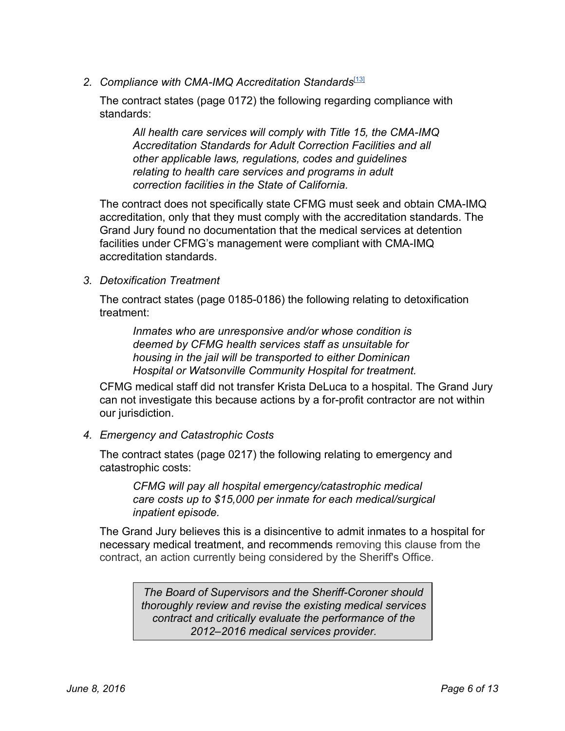2. *Compliance with CMA-IMQ Accreditation Standards*[13]

   The contract states (page 0172) the following regarding compliance with standards:

   > *All health care services will comply with Title 15, the CMA-IMQ Accreditation Standards for Adult Correction Facilities and all other applicable laws, regulations, codes and guidelines relating to health care services and programs in adult correction facilities in the State of California.*

   The contract does not specifically state CFMG must seek and obtain CMA-IMQ accreditation, only that they must comply with the accreditation standards. The Grand Jury found no documentation that the medical services at detention facilities under CFMG's management were compliant with CMA-IMQ accreditation standards.

3. *Detoxification Treatment*

   The contract states (page 0185-0186) the following relating to detoxification treatment:

   > *Inmates who are unresponsive and/or whose condition is deemed by CFMG health services staff as unsuitable for housing in the jail will be transported to either Dominican Hospital or Watsonville Community Hospital for treatment.*

   CFMG medical staff did not transfer Krista DeLuca to a hospital. The Grand Jury can not investigate this because actions by a for-profit contractor are not within our jurisdiction.

4. *Emergency and Catastrophic Costs*

   The contract states (page 0217) the following relating to emergency and catastrophic costs:

   > *CFMG will pay all hospital emergency/catastrophic medical care costs up to $15,000 per inmate for each medical/surgical inpatient episode.*

   The Grand Jury believes this is a disincentive to admit inmates to a hospital for necessary medical treatment, and recommends removing this clause from the contract, an action currently being considered by the Sheriff's Office.

| *The Board of Supervisors and the Sheriff-Coroner should thoroughly review and revise the existing medical services contract and critically evaluate the performance of the 2012–2016 medical services provider.* |
| --- |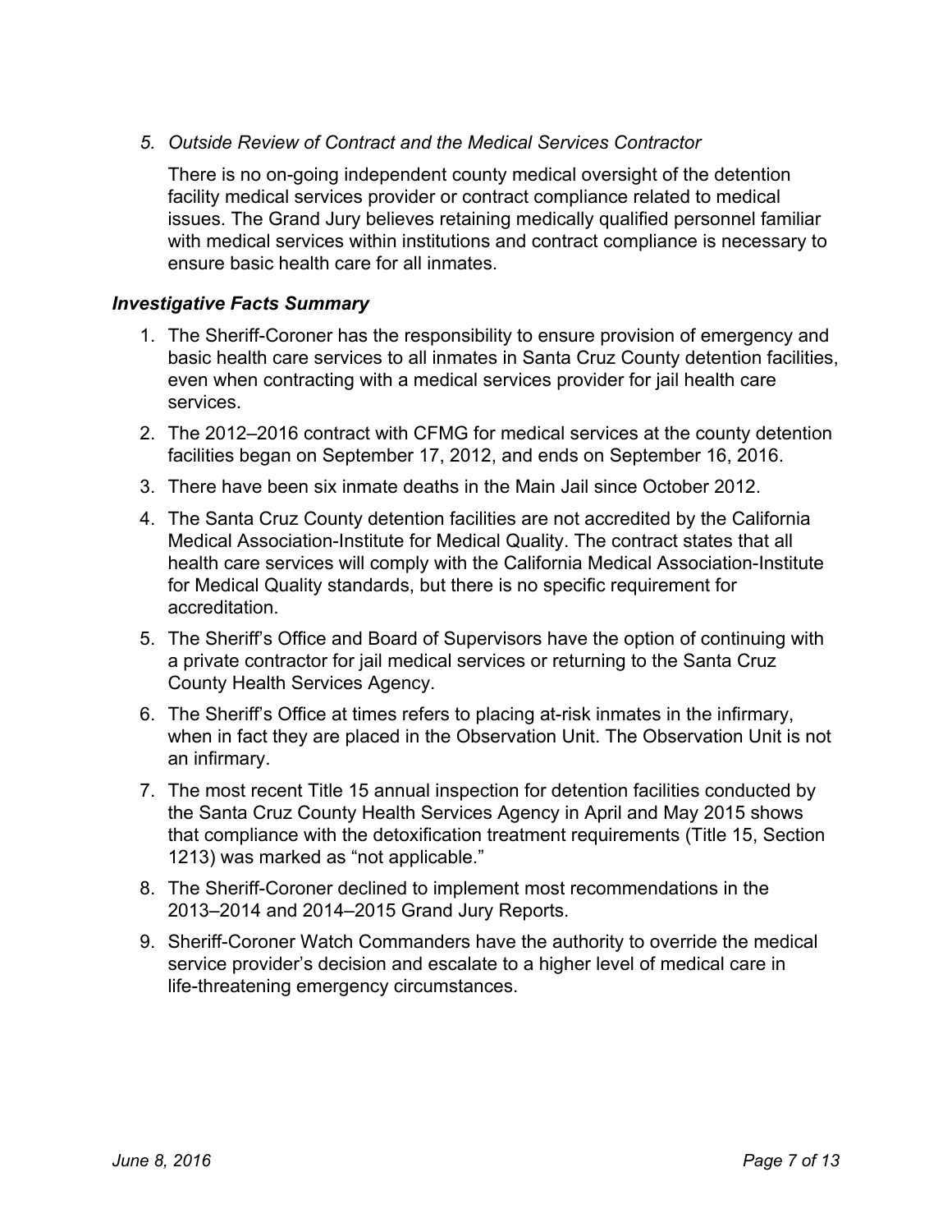*5. Outside Review of Contract and the Medical Services Contractor*

There is no on-going independent county medical oversight of the detention facility medical services provider or contract compliance related to medical issues. The Grand Jury believes retaining medically qualified personnel familiar with medical services within institutions and contract compliance is necessary to ensure basic health care for all inmates.

### *Investigative Facts Summary*

1. The Sheriff-Coroner has the responsibility to ensure provision of emergency and basic health care services to all inmates in Santa Cruz County detention facilities, even when contracting with a medical services provider for jail health care services.
2. The 2012–2016 contract with CFMG for medical services at the county detention facilities began on September 17, 2012, and ends on September 16, 2016.
3. There have been six inmate deaths in the Main Jail since October 2012.
4. The Santa Cruz County detention facilities are not accredited by the California Medical Association-Institute for Medical Quality. The contract states that all health care services will comply with the California Medical Association-Institute for Medical Quality standards, but there is no specific requirement for accreditation.
5. The Sheriff's Office and Board of Supervisors have the option of continuing with a private contractor for jail medical services or returning to the Santa Cruz County Health Services Agency.
6. The Sheriff's Office at times refers to placing at-risk inmates in the infirmary, when in fact they are placed in the Observation Unit. The Observation Unit is not an infirmary.
7. The most recent Title 15 annual inspection for detention facilities conducted by the Santa Cruz County Health Services Agency in April and May 2015 shows that compliance with the detoxification treatment requirements (Title 15, Section 1213) was marked as "not applicable."
8. The Sheriff-Coroner declined to implement most recommendations in the 2013–2014 and 2014–2015 Grand Jury Reports.
9. Sheriff-Coroner Watch Commanders have the authority to override the medical service provider's decision and escalate to a higher level of medical care in life-threatening emergency circumstances.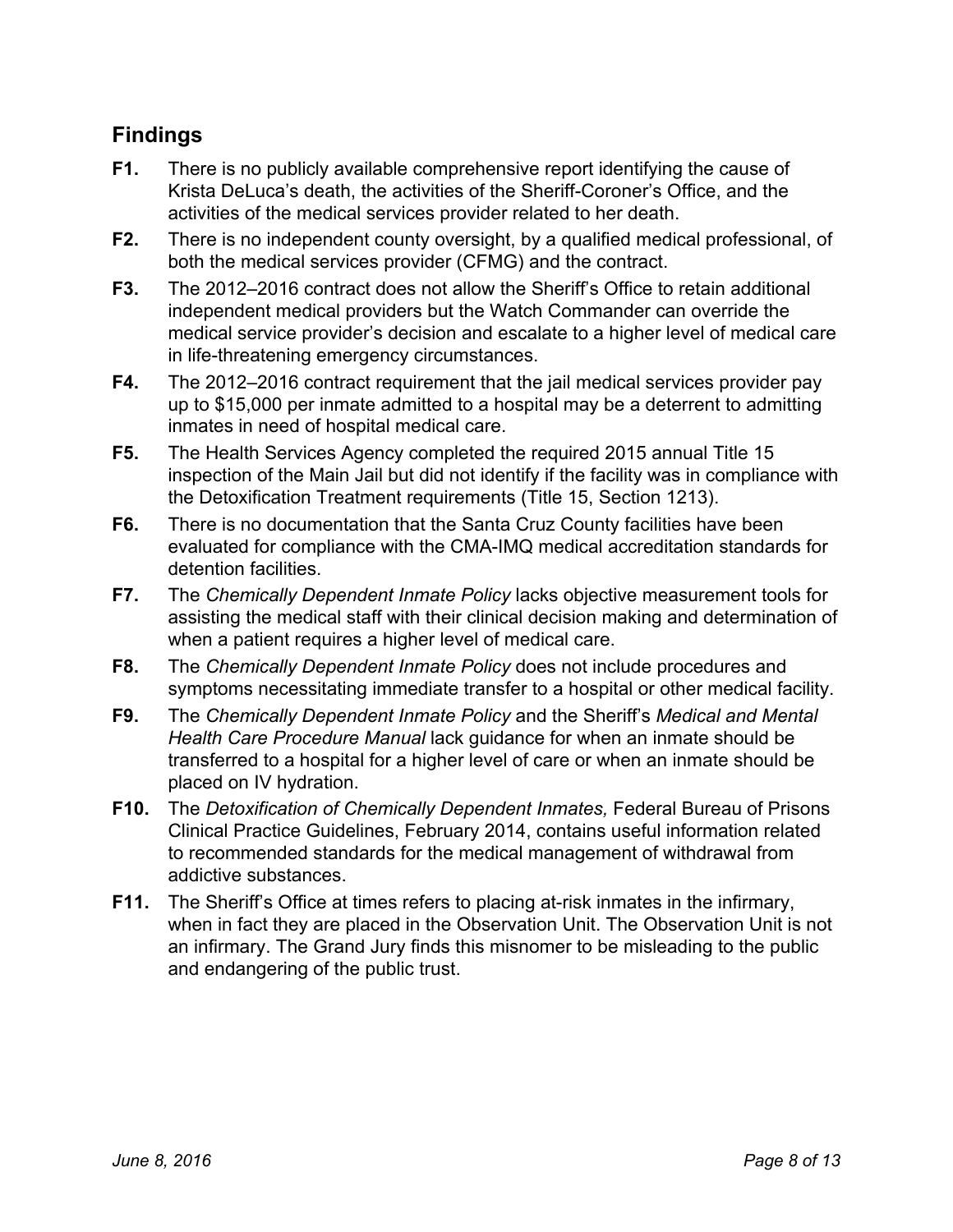## Findings

**F1.** There is no publicly available comprehensive report identifying the cause of Krista DeLuca's death, the activities of the Sheriff-Coroner's Office, and the activities of the medical services provider related to her death.

**F2.** There is no independent county oversight, by a qualified medical professional, of both the medical services provider (CFMG) and the contract.

**F3.** The 2012–2016 contract does not allow the Sheriff's Office to retain additional independent medical providers but the Watch Commander can override the medical service provider's decision and escalate to a higher level of medical care in life-threatening emergency circumstances.

**F4.** The 2012–2016 contract requirement that the jail medical services provider pay up to $15,000 per inmate admitted to a hospital may be a deterrent to admitting inmates in need of hospital medical care.

**F5.** The Health Services Agency completed the required 2015 annual Title 15 inspection of the Main Jail but did not identify if the facility was in compliance with the Detoxification Treatment requirements (Title 15, Section 1213).

**F6.** There is no documentation that the Santa Cruz County facilities have been evaluated for compliance with the CMA-IMQ medical accreditation standards for detention facilities.

**F7.** The *Chemically Dependent Inmate Policy* lacks objective measurement tools for assisting the medical staff with their clinical decision making and determination of when a patient requires a higher level of medical care.

**F8.** The *Chemically Dependent Inmate Policy* does not include procedures and symptoms necessitating immediate transfer to a hospital or other medical facility.

**F9.** The *Chemically Dependent Inmate Policy* and the Sheriff's *Medical and Mental Health Care Procedure Manual* lack guidance for when an inmate should be transferred to a hospital for a higher level of care or when an inmate should be placed on IV hydration.

**F10.** The *Detoxification of Chemically Dependent Inmates,* Federal Bureau of Prisons Clinical Practice Guidelines, February 2014, contains useful information related to recommended standards for the medical management of withdrawal from addictive substances.

**F11.** The Sheriff's Office at times refers to placing at-risk inmates in the infirmary, when in fact they are placed in the Observation Unit. The Observation Unit is not an infirmary. The Grand Jury finds this misnomer to be misleading to the public and endangering of the public trust.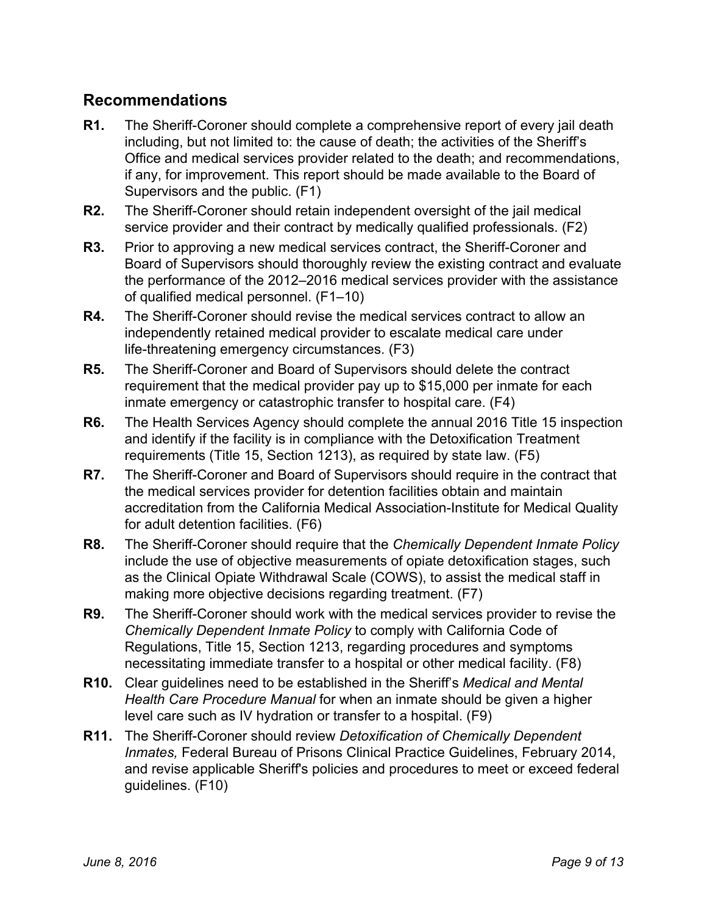## Recommendations

**R1.** The Sheriff-Coroner should complete a comprehensive report of every jail death including, but not limited to: the cause of death; the activities of the Sheriff's Office and medical services provider related to the death; and recommendations, if any, for improvement. This report should be made available to the Board of Supervisors and the public. (F1)

**R2.** The Sheriff-Coroner should retain independent oversight of the jail medical service provider and their contract by medically qualified professionals. (F2)

**R3.** Prior to approving a new medical services contract, the Sheriff-Coroner and Board of Supervisors should thoroughly review the existing contract and evaluate the performance of the 2012–2016 medical services provider with the assistance of qualified medical personnel. (F1–10)

**R4.** The Sheriff-Coroner should revise the medical services contract to allow an independently retained medical provider to escalate medical care under life-threatening emergency circumstances. (F3)

**R5.** The Sheriff-Coroner and Board of Supervisors should delete the contract requirement that the medical provider pay up to $15,000 per inmate for each inmate emergency or catastrophic transfer to hospital care. (F4)

**R6.** The Health Services Agency should complete the annual 2016 Title 15 inspection and identify if the facility is in compliance with the Detoxification Treatment requirements (Title 15, Section 1213), as required by state law. (F5)

**R7.** The Sheriff-Coroner and Board of Supervisors should require in the contract that the medical services provider for detention facilities obtain and maintain accreditation from the California Medical Association-Institute for Medical Quality for adult detention facilities. (F6)

**R8.** The Sheriff-Coroner should require that the *Chemically Dependent Inmate Policy* include the use of objective measurements of opiate detoxification stages, such as the Clinical Opiate Withdrawal Scale (COWS), to assist the medical staff in making more objective decisions regarding treatment. (F7)

**R9.** The Sheriff-Coroner should work with the medical services provider to revise the *Chemically Dependent Inmate Policy* to comply with California Code of Regulations, Title 15, Section 1213, regarding procedures and symptoms necessitating immediate transfer to a hospital or other medical facility. (F8)

**R10.** Clear guidelines need to be established in the Sheriff's *Medical and Mental Health Care Procedure Manual* for when an inmate should be given a higher level care such as IV hydration or transfer to a hospital. (F9)

**R11.** The Sheriff-Coroner should review *Detoxification of Chemically Dependent Inmates,* Federal Bureau of Prisons Clinical Practice Guidelines, February 2014, and revise applicable Sheriff's policies and procedures to meet or exceed federal guidelines. (F10)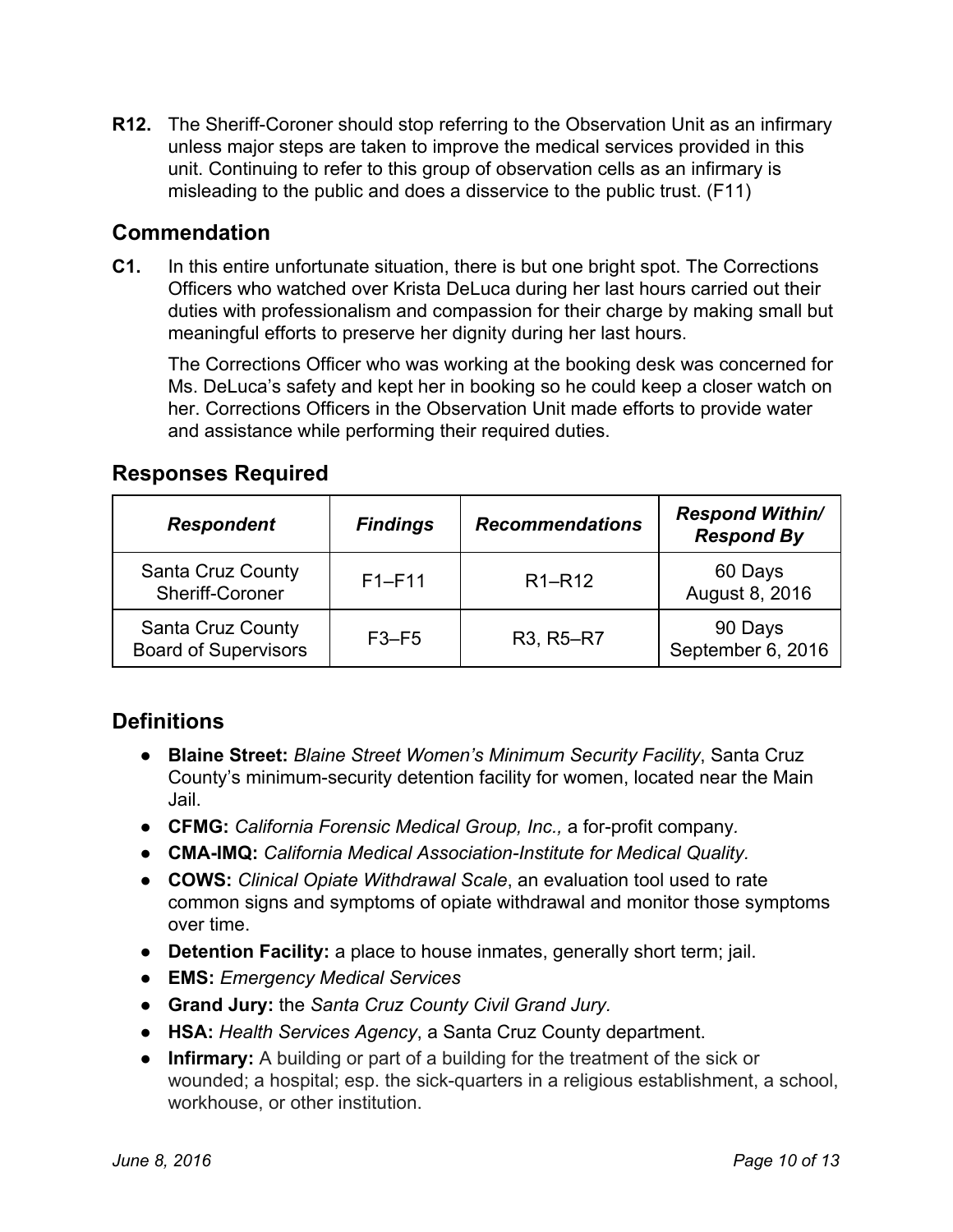**R12.** The Sheriff-Coroner should stop referring to the Observation Unit as an infirmary unless major steps are taken to improve the medical services provided in this unit. Continuing to refer to this group of observation cells as an infirmary is misleading to the public and does a disservice to the public trust. (F11)

## Commendation

**C1.** In this entire unfortunate situation, there is but one bright spot. The Corrections Officers who watched over Krista DeLuca during her last hours carried out their duties with professionalism and compassion for their charge by making small but meaningful efforts to preserve her dignity during her last hours.

The Corrections Officer who was working at the booking desk was concerned for Ms. DeLuca's safety and kept her in booking so he could keep a closer watch on her. Corrections Officers in the Observation Unit made efforts to provide water and assistance while performing their required duties.

## Responses Required

| *Respondent* | *Findings* | *Recommendations* | *Respond Within/ Respond By* |
|---|---|---|---|
| Santa Cruz County Sheriff-Coroner | F1–F11 | R1–R12 | 60 Days August 8, 2016 |
| Santa Cruz County Board of Supervisors | F3–F5 | R3, R5–R7 | 90 Days September 6, 2016 |

## Definitions

- **Blaine Street:** *Blaine Street Women's Minimum Security Facility*, Santa Cruz County's minimum-security detention facility for women, located near the Main Jail.
- **CFMG:** *California Forensic Medical Group, Inc.,* a for-profit company.
- **CMA-IMQ:** *California Medical Association-Institute for Medical Quality.*
- **COWS:** *Clinical Opiate Withdrawal Scale*, an evaluation tool used to rate common signs and symptoms of opiate withdrawal and monitor those symptoms over time.
- **Detention Facility:** a place to house inmates, generally short term; jail.
- **EMS:** *Emergency Medical Services*
- **Grand Jury:** the *Santa Cruz County Civil Grand Jury.*
- **HSA:** *Health Services Agency*, a Santa Cruz County department.
- **Infirmary:** A building or part of a building for the treatment of the sick or wounded; a hospital; esp. the sick-quarters in a religious establishment, a school, workhouse, or other institution.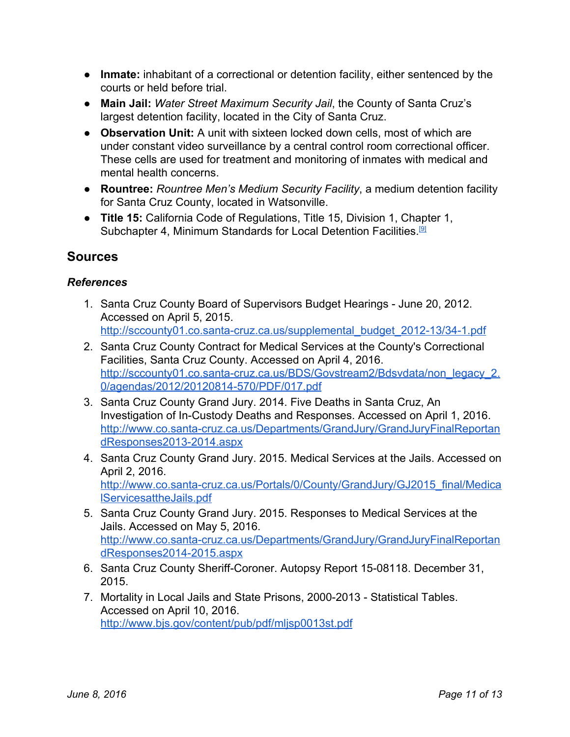- **Inmate:** inhabitant of a correctional or detention facility, either sentenced by the courts or held before trial.
- **Main Jail:** *Water Street Maximum Security Jail*, the County of Santa Cruz's largest detention facility, located in the City of Santa Cruz.
- **Observation Unit:** A unit with sixteen locked down cells, most of which are under constant video surveillance by a central control room correctional officer. These cells are used for treatment and monitoring of inmates with medical and mental health concerns.
- **Rountree:** *Rountree Men's Medium Security Facility*, a medium detention facility for Santa Cruz County, located in Watsonville.
- **Title 15:** California Code of Regulations, Title 15, Division 1, Chapter 1, Subchapter 4, Minimum Standards for Local Detention Facilities.[9]

## Sources

### *References*

1. Santa Cruz County Board of Supervisors Budget Hearings - June 20, 2012. Accessed on April 5, 2015. http://sccounty01.co.santa-cruz.ca.us/supplemental_budget_2012-13/34-1.pdf
2. Santa Cruz County Contract for Medical Services at the County's Correctional Facilities, Santa Cruz County. Accessed on April 4, 2016. http://sccounty01.co.santa-cruz.ca.us/BDS/Govstream2/Bdsvdata/non_legacy_2.0/agendas/2012/20120814-570/PDF/017.pdf
3. Santa Cruz County Grand Jury. 2014. Five Deaths in Santa Cruz, An Investigation of In-Custody Deaths and Responses. Accessed on April 1, 2016. http://www.co.santa-cruz.ca.us/Departments/GrandJury/GrandJuryFinalReportandResponses2013-2014.aspx
4. Santa Cruz County Grand Jury. 2015. Medical Services at the Jails. Accessed on April 2, 2016. http://www.co.santa-cruz.ca.us/Portals/0/County/GrandJury/GJ2015_final/MedicalServicesattheJails.pdf
5. Santa Cruz County Grand Jury. 2015. Responses to Medical Services at the Jails. Accessed on May 5, 2016. http://www.co.santa-cruz.ca.us/Departments/GrandJury/GrandJuryFinalReportandResponses2014-2015.aspx
6. Santa Cruz County Sheriff-Coroner. Autopsy Report 15-08118. December 31, 2015.
7. Mortality in Local Jails and State Prisons, 2000-2013 - Statistical Tables. Accessed on April 10, 2016. http://www.bjs.gov/content/pub/pdf/mljsp0013st.pdf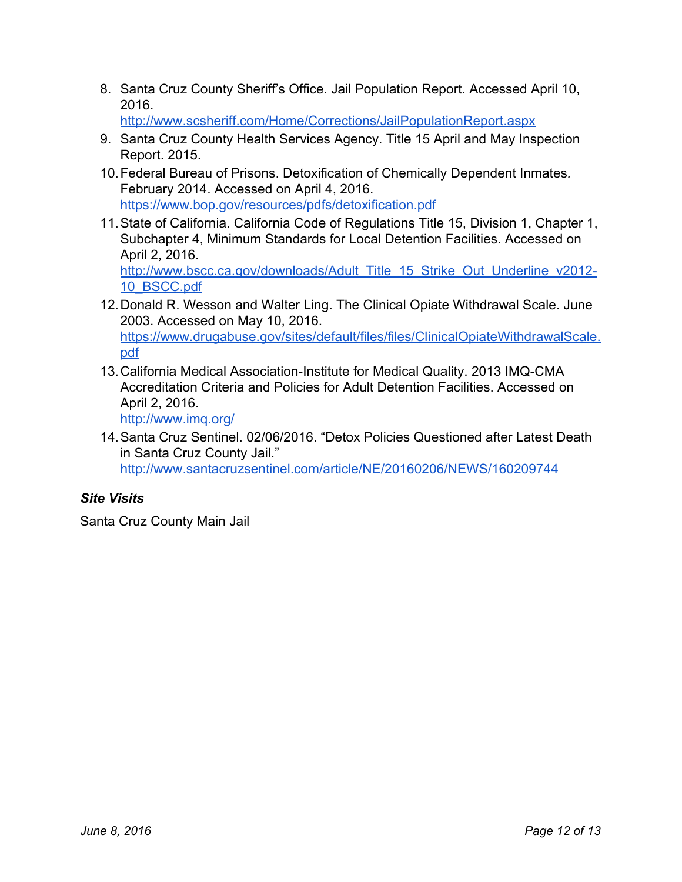8. Santa Cruz County Sheriff's Office. Jail Population Report. Accessed April 10, 2016. http://www.scsheriff.com/Home/Corrections/JailPopulationReport.aspx
9. Santa Cruz County Health Services Agency. Title 15 April and May Inspection Report. 2015.
10. Federal Bureau of Prisons. Detoxification of Chemically Dependent Inmates. February 2014. Accessed on April 4, 2016. https://www.bop.gov/resources/pdfs/detoxification.pdf
11. State of California. California Code of Regulations Title 15, Division 1, Chapter 1, Subchapter 4, Minimum Standards for Local Detention Facilities. Accessed on April 2, 2016. http://www.bscc.ca.gov/downloads/Adult_Title_15_Strike_Out_Underline_v2012-10_BSCC.pdf
12. Donald R. Wesson and Walter Ling. The Clinical Opiate Withdrawal Scale. June 2003. Accessed on May 10, 2016. https://www.drugabuse.gov/sites/default/files/files/ClinicalOpiateWithdrawalScale.pdf
13. California Medical Association-Institute for Medical Quality. 2013 IMQ-CMA Accreditation Criteria and Policies for Adult Detention Facilities. Accessed on April 2, 2016. http://www.imq.org/
14. Santa Cruz Sentinel. 02/06/2016. "Detox Policies Questioned after Latest Death in Santa Cruz County Jail." http://www.santacruzsentinel.com/article/NE/20160206/NEWS/160209744

### *Site Visits*

Santa Cruz County Main Jail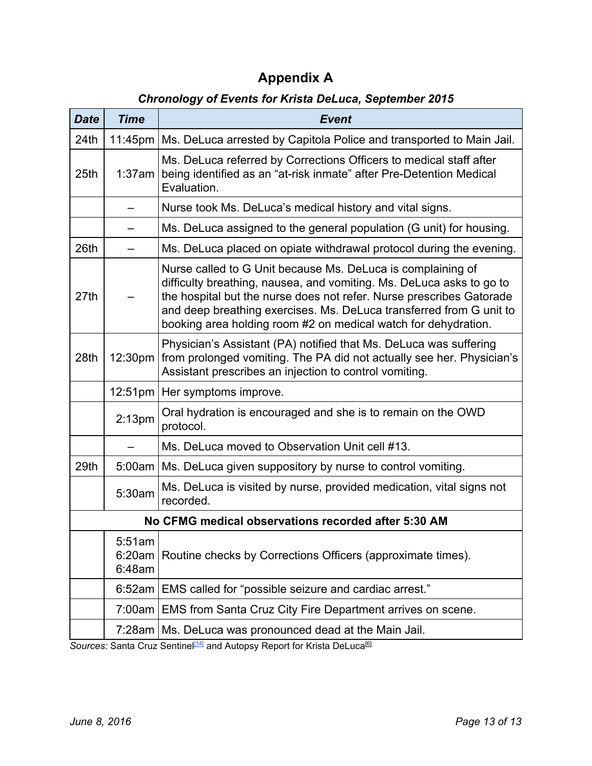# Appendix A

***Chronology of Events for Krista DeLuca, September 2015***

| ***Date*** | ***Time*** | ***Event*** |
|---|---|---|
| 24th | 11:45pm | Ms. DeLuca arrested by Capitola Police and transported to Main Jail. |
| 25th | 1:37am | Ms. DeLuca referred by Corrections Officers to medical staff after being identified as an "at-risk inmate" after Pre-Detention Medical Evaluation. |
| | – | Nurse took Ms. DeLuca's medical history and vital signs. |
| | – | Ms. DeLuca assigned to the general population (G unit) for housing. |
| 26th | – | Ms. DeLuca placed on opiate withdrawal protocol during the evening. |
| 27th | – | Nurse called to G Unit because Ms. DeLuca is complaining of difficulty breathing, nausea, and vomiting. Ms. DeLuca asks to go to the hospital but the nurse does not refer. Nurse prescribes Gatorade and deep breathing exercises. Ms. DeLuca transferred from G unit to booking area holding room #2 on medical watch for dehydration. |
| 28th | 12:30pm | Physician's Assistant (PA) notified that Ms. DeLuca was suffering from prolonged vomiting. The PA did not actually see her. Physician's Assistant prescribes an injection to control vomiting. |
| | 12:51pm | Her symptoms improve. |
| | 2:13pm | Oral hydration is encouraged and she is to remain on the OWD protocol. |
| | – | Ms. DeLuca moved to Observation Unit cell #13. |
| 29th | 5:00am | Ms. DeLuca given suppository by nurse to control vomiting. |
| | 5:30am | Ms. DeLuca is visited by nurse, provided medication, vital signs not recorded. |
| | | **No CFMG medical observations recorded after 5:30 AM** |
| | 5:51am 6:20am 6:48am | Routine checks by Corrections Officers (approximate times). |
| | 6:52am | EMS called for "possible seizure and cardiac arrest." |
| | 7:00am | EMS from Santa Cruz City Fire Department arrives on scene. |
| | 7:28am | Ms. DeLuca was pronounced dead at the Main Jail. |

*Sources:* Santa Cruz Sentinel[14] and Autopsy Report for Krista DeLuca[6]

June 8, 2016